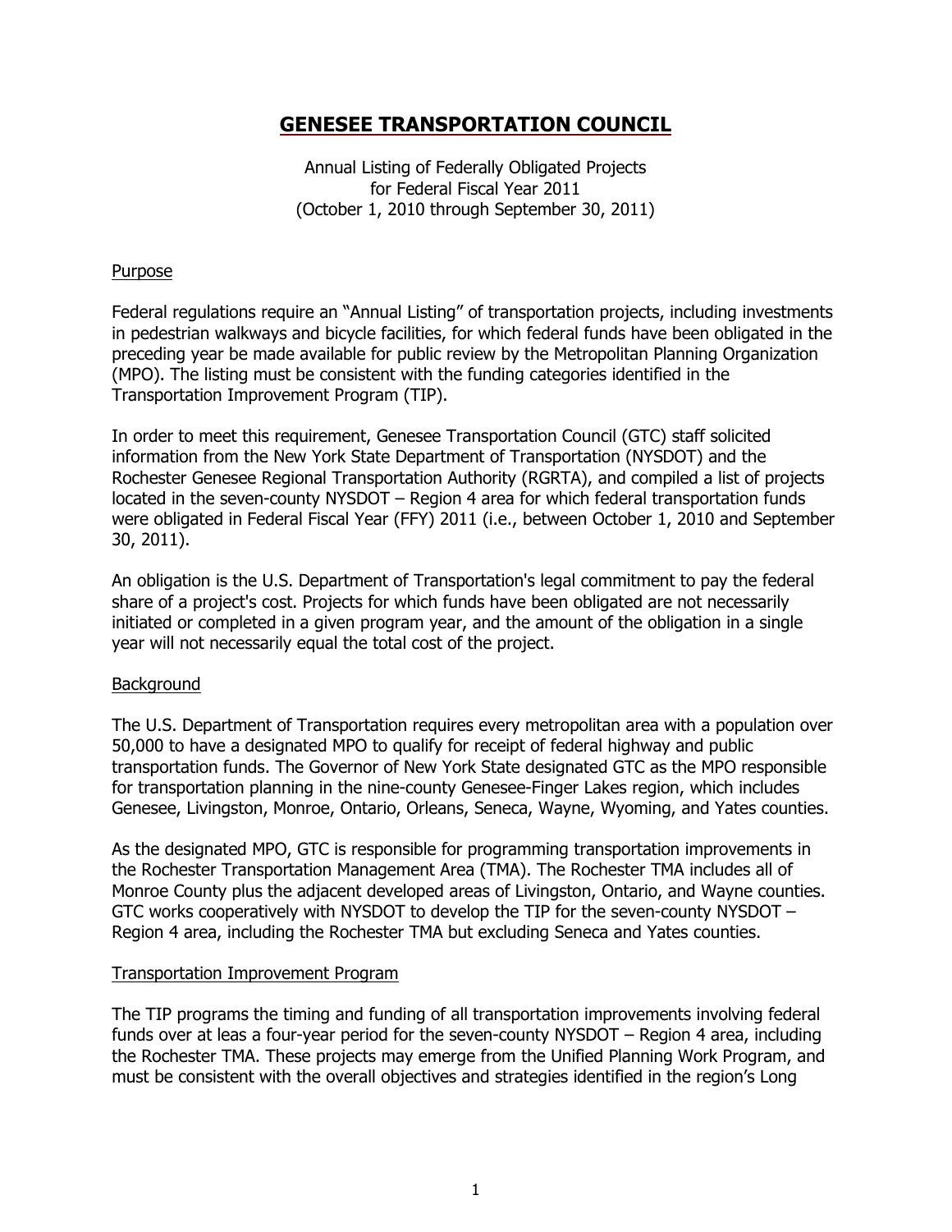# GENESEE TRANSPORTATION COUNCIL

Annual Listing of Federally Obligated Projects
for Federal Fiscal Year 2011
(October 1, 2010 through September 30, 2011)

## Purpose

Federal regulations require an "Annual Listing" of transportation projects, including investments in pedestrian walkways and bicycle facilities, for which federal funds have been obligated in the preceding year be made available for public review by the Metropolitan Planning Organization (MPO). The listing must be consistent with the funding categories identified in the Transportation Improvement Program (TIP).

In order to meet this requirement, Genesee Transportation Council (GTC) staff solicited information from the New York State Department of Transportation (NYSDOT) and the Rochester Genesee Regional Transportation Authority (RGRTA), and compiled a list of projects located in the seven-county NYSDOT – Region 4 area for which federal transportation funds were obligated in Federal Fiscal Year (FFY) 2011 (i.e., between October 1, 2010 and September 30, 2011).

An obligation is the U.S. Department of Transportation's legal commitment to pay the federal share of a project's cost. Projects for which funds have been obligated are not necessarily initiated or completed in a given program year, and the amount of the obligation in a single year will not necessarily equal the total cost of the project.

## Background

The U.S. Department of Transportation requires every metropolitan area with a population over 50,000 to have a designated MPO to qualify for receipt of federal highway and public transportation funds. The Governor of New York State designated GTC as the MPO responsible for transportation planning in the nine-county Genesee-Finger Lakes region, which includes Genesee, Livingston, Monroe, Ontario, Orleans, Seneca, Wayne, Wyoming, and Yates counties.

As the designated MPO, GTC is responsible for programming transportation improvements in the Rochester Transportation Management Area (TMA). The Rochester TMA includes all of Monroe County plus the adjacent developed areas of Livingston, Ontario, and Wayne counties. GTC works cooperatively with NYSDOT to develop the TIP for the seven-county NYSDOT – Region 4 area, including the Rochester TMA but excluding Seneca and Yates counties.

## Transportation Improvement Program

The TIP programs the timing and funding of all transportation improvements involving federal funds over at leas a four-year period for the seven-county NYSDOT – Region 4 area, including the Rochester TMA. These projects may emerge from the Unified Planning Work Program, and must be consistent with the overall objectives and strategies identified in the region's Long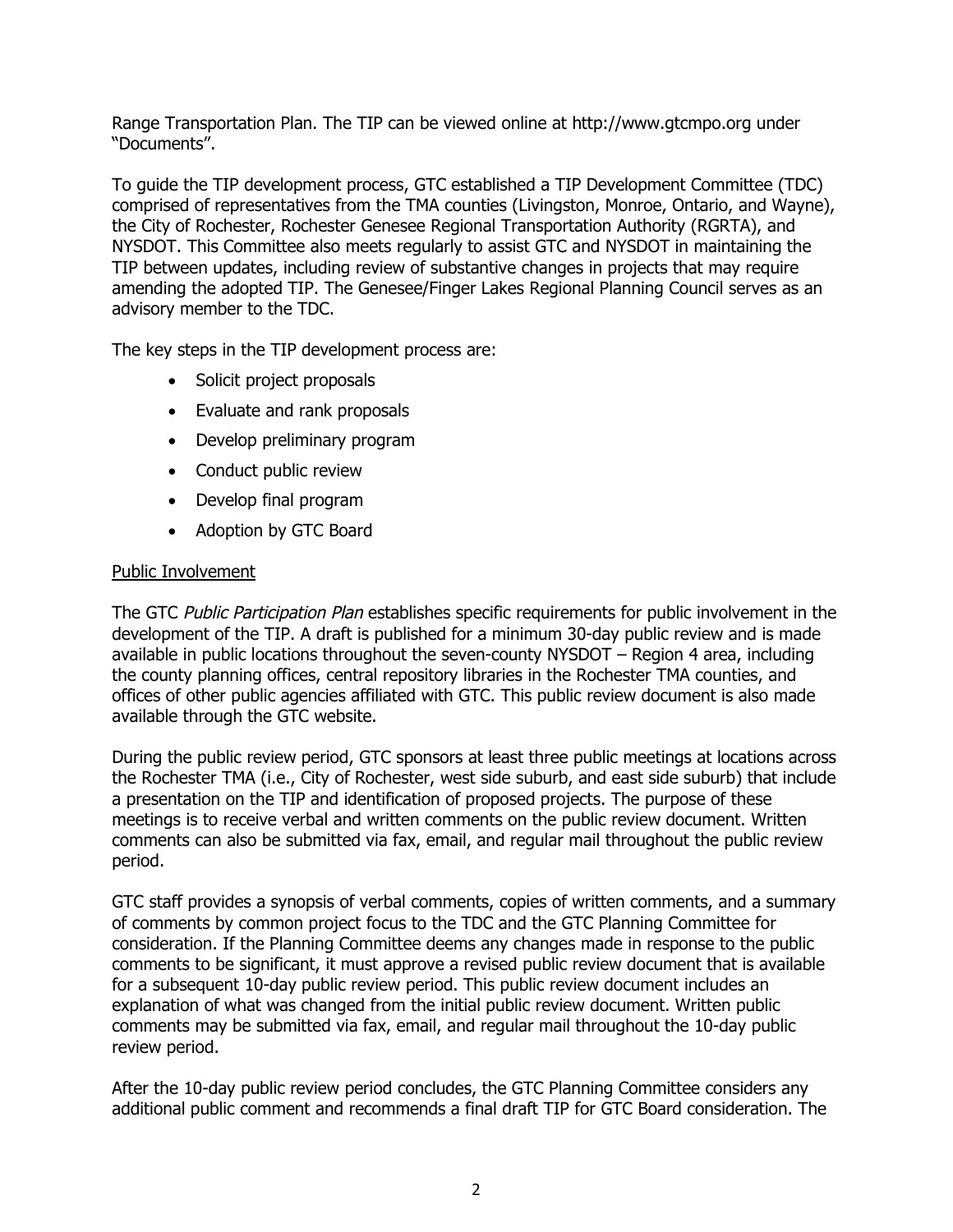Range Transportation Plan. The TIP can be viewed online at http://www.gtcmpo.org under "Documents".

To guide the TIP development process, GTC established a TIP Development Committee (TDC) comprised of representatives from the TMA counties (Livingston, Monroe, Ontario, and Wayne), the City of Rochester, Rochester Genesee Regional Transportation Authority (RGRTA), and NYSDOT. This Committee also meets regularly to assist GTC and NYSDOT in maintaining the TIP between updates, including review of substantive changes in projects that may require amending the adopted TIP. The Genesee/Finger Lakes Regional Planning Council serves as an advisory member to the TDC.

The key steps in the TIP development process are:

- Solicit project proposals
- Evaluate and rank proposals
- Develop preliminary program
- Conduct public review
- Develop final program
- Adoption by GTC Board

<u>Public Involvement</u>

The GTC *Public Participation Plan* establishes specific requirements for public involvement in the development of the TIP. A draft is published for a minimum 30-day public review and is made available in public locations throughout the seven-county NYSDOT – Region 4 area, including the county planning offices, central repository libraries in the Rochester TMA counties, and offices of other public agencies affiliated with GTC. This public review document is also made available through the GTC website.

During the public review period, GTC sponsors at least three public meetings at locations across the Rochester TMA (i.e., City of Rochester, west side suburb, and east side suburb) that include a presentation on the TIP and identification of proposed projects. The purpose of these meetings is to receive verbal and written comments on the public review document. Written comments can also be submitted via fax, email, and regular mail throughout the public review period.

GTC staff provides a synopsis of verbal comments, copies of written comments, and a summary of comments by common project focus to the TDC and the GTC Planning Committee for consideration. If the Planning Committee deems any changes made in response to the public comments to be significant, it must approve a revised public review document that is available for a subsequent 10-day public review period. This public review document includes an explanation of what was changed from the initial public review document. Written public comments may be submitted via fax, email, and regular mail throughout the 10-day public review period.

After the 10-day public review period concludes, the GTC Planning Committee considers any additional public comment and recommends a final draft TIP for GTC Board consideration. The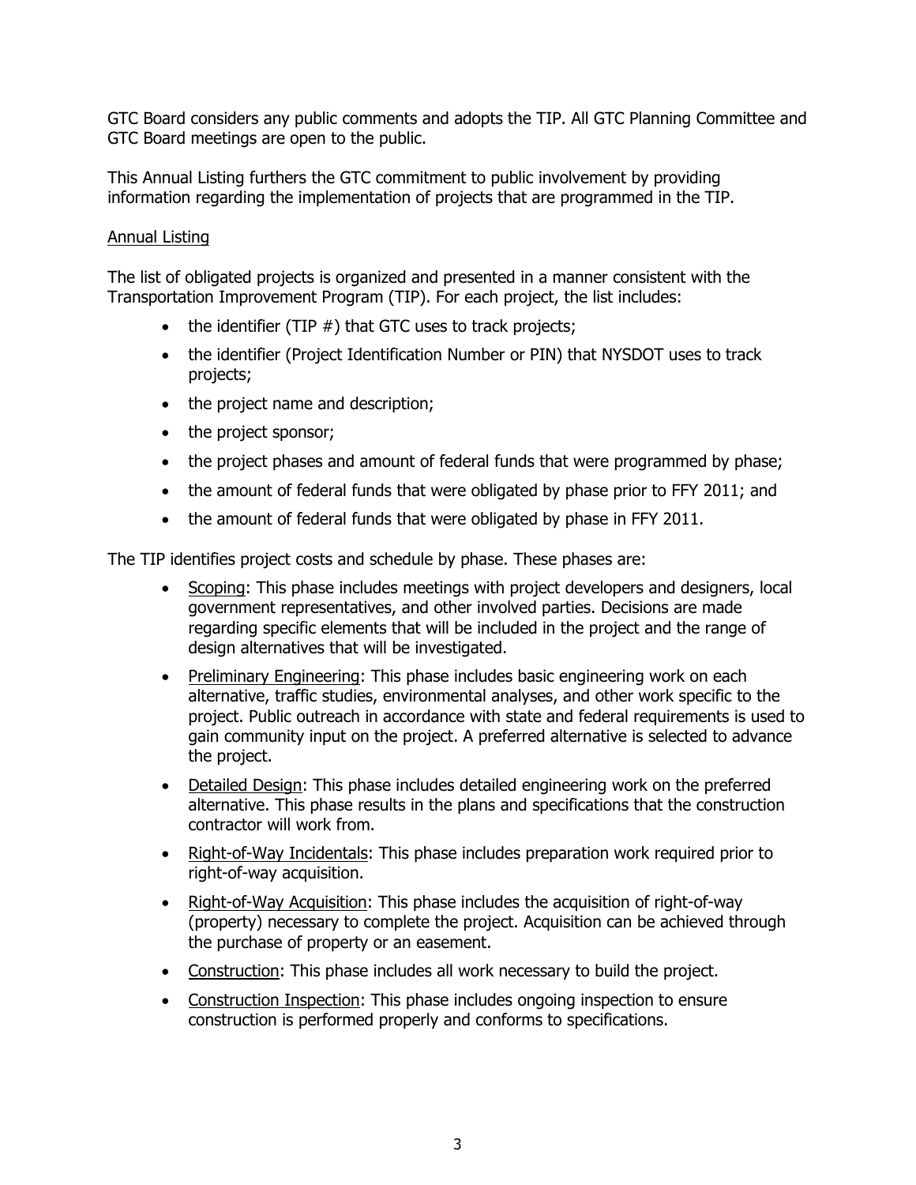GTC Board considers any public comments and adopts the TIP. All GTC Planning Committee and GTC Board meetings are open to the public.

This Annual Listing furthers the GTC commitment to public involvement by providing information regarding the implementation of projects that are programmed in the TIP.

## Annual Listing

The list of obligated projects is organized and presented in a manner consistent with the Transportation Improvement Program (TIP). For each project, the list includes:

- the identifier (TIP #) that GTC uses to track projects;
- the identifier (Project Identification Number or PIN) that NYSDOT uses to track projects;
- the project name and description;
- the project sponsor;
- the project phases and amount of federal funds that were programmed by phase;
- the amount of federal funds that were obligated by phase prior to FFY 2011; and
- the amount of federal funds that were obligated by phase in FFY 2011.

The TIP identifies project costs and schedule by phase. These phases are:

- Scoping: This phase includes meetings with project developers and designers, local government representatives, and other involved parties. Decisions are made regarding specific elements that will be included in the project and the range of design alternatives that will be investigated.
- Preliminary Engineering: This phase includes basic engineering work on each alternative, traffic studies, environmental analyses, and other work specific to the project. Public outreach in accordance with state and federal requirements is used to gain community input on the project. A preferred alternative is selected to advance the project.
- Detailed Design: This phase includes detailed engineering work on the preferred alternative. This phase results in the plans and specifications that the construction contractor will work from.
- Right-of-Way Incidentals: This phase includes preparation work required prior to right-of-way acquisition.
- Right-of-Way Acquisition: This phase includes the acquisition of right-of-way (property) necessary to complete the project. Acquisition can be achieved through the purchase of property or an easement.
- Construction: This phase includes all work necessary to build the project.
- Construction Inspection: This phase includes ongoing inspection to ensure construction is performed properly and conforms to specifications.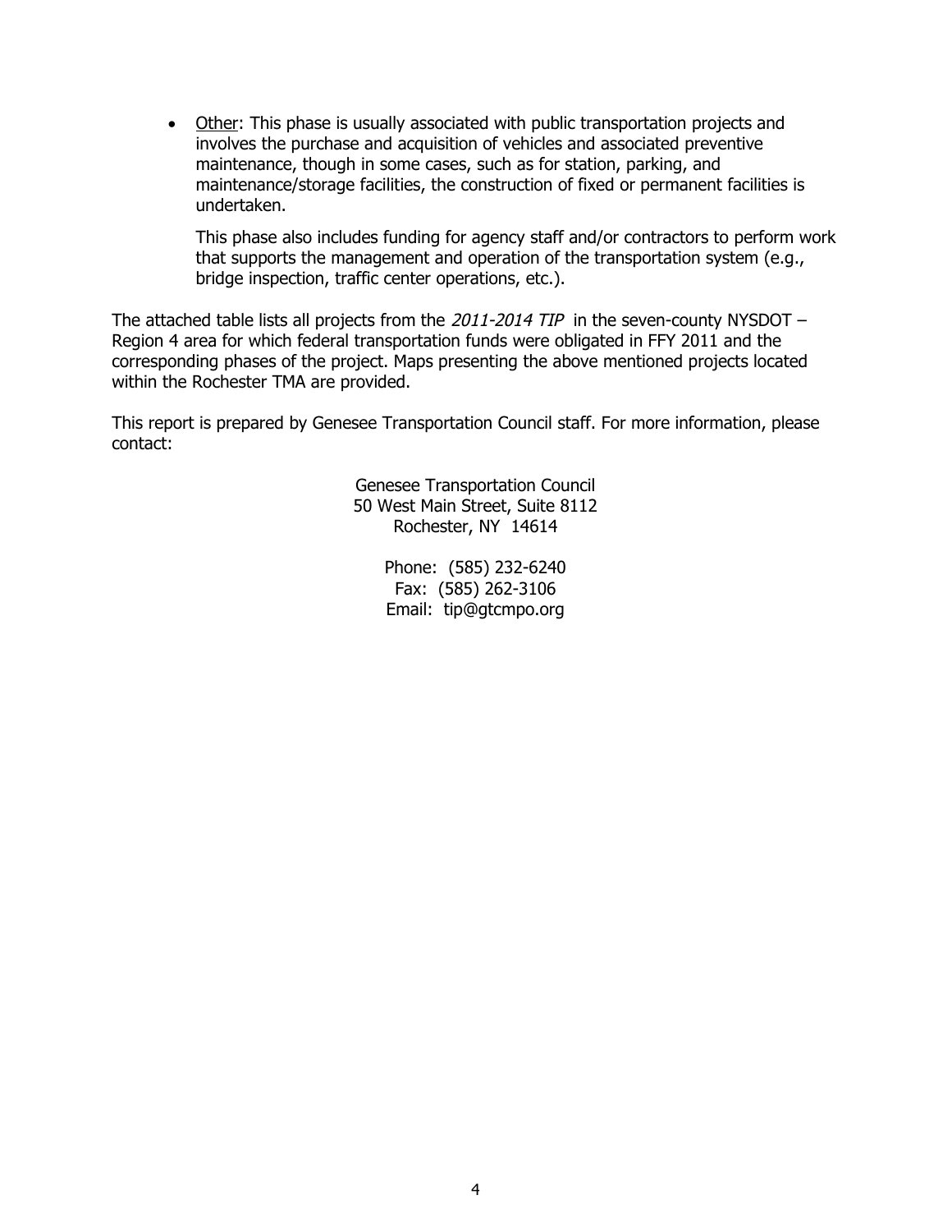- <u>Other</u>: This phase is usually associated with public transportation projects and involves the purchase and acquisition of vehicles and associated preventive maintenance, though in some cases, such as for station, parking, and maintenance/storage facilities, the construction of fixed or permanent facilities is undertaken.

  This phase also includes funding for agency staff and/or contractors to perform work that supports the management and operation of the transportation system (e.g., bridge inspection, traffic center operations, etc.).

The attached table lists all projects from the *2011-2014 TIP* in the seven-county NYSDOT – Region 4 area for which federal transportation funds were obligated in FFY 2011 and the corresponding phases of the project. Maps presenting the above mentioned projects located within the Rochester TMA are provided.

This report is prepared by Genesee Transportation Council staff. For more information, please contact:

Genesee Transportation Council
50 West Main Street, Suite 8112
Rochester, NY 14614

Phone: (585) 232-6240
Fax: (585) 262-3106
Email: tip@gtcmpo.org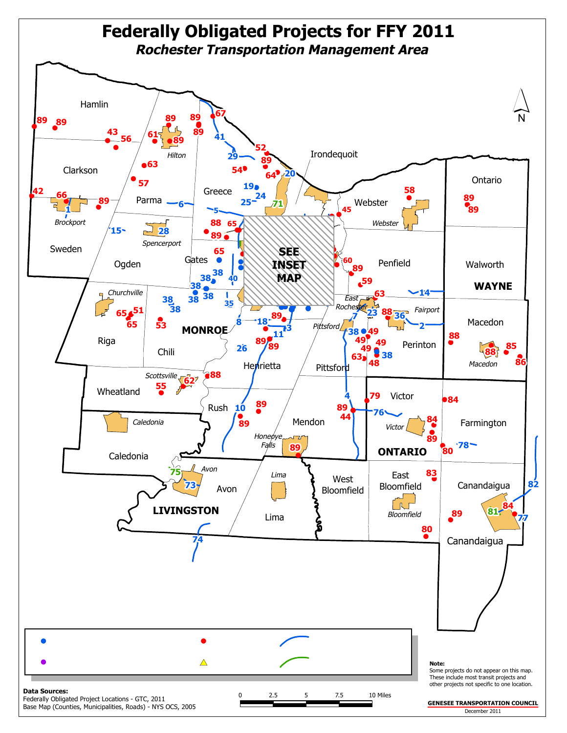# Federally Obligated Projects for FFY 2011

## *Rochester Transportation Management Area*

**Note:**
Some projects do not appear on this map. These include most transit projects and other projects not specific to one location.

**Data Sources:**
Federally Obligated Project Locations - GTC, 2011
Base Map (Counties, Municipalities, Roads) - NYS OCS, 2005

0 2.5 5 7.5 10 Miles

**GENESEE TRANSPORTATION COUNCIL**
December 2011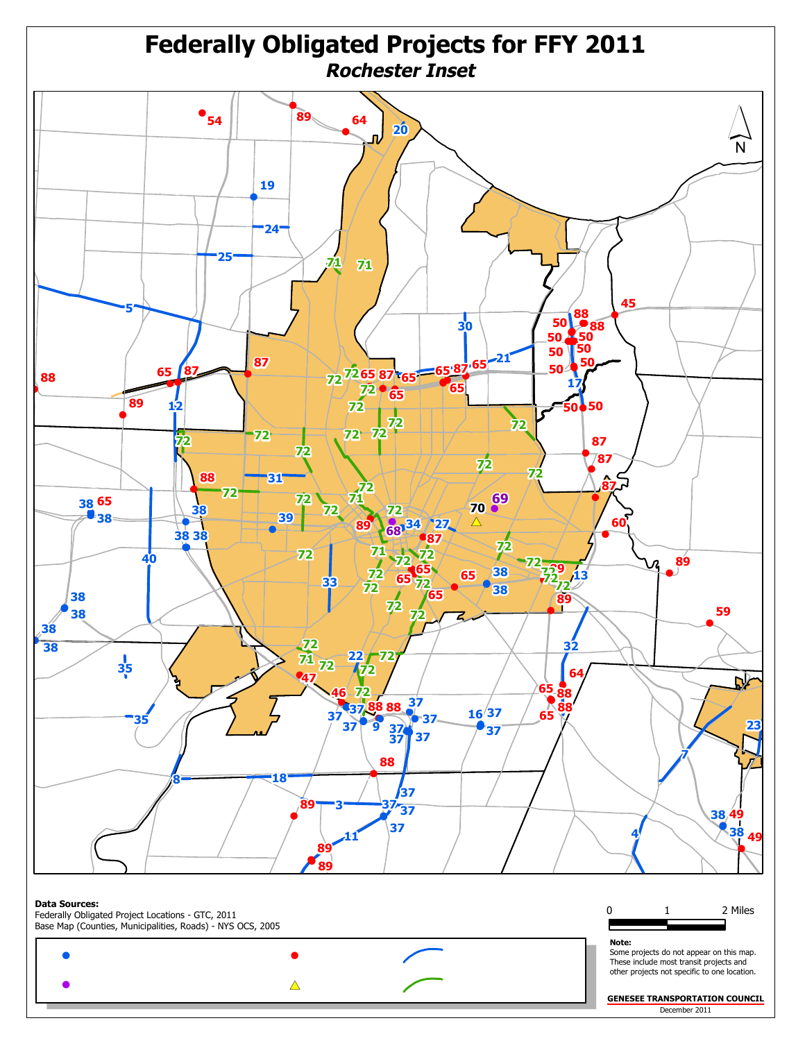# Federally Obligated Projects for FFY 2011

## *Rochester Inset*

**Data Sources:**
Federally Obligated Project Locations - GTC, 2011
Base Map (Counties, Municipalities, Roads) - NYS OCS, 2005

0 1 2 Miles

**Note:**
Some projects do not appear on this map. These include most transit projects and other projects not specific to one location.

**GENESEE TRANSPORTATION COUNCIL**
December 2011